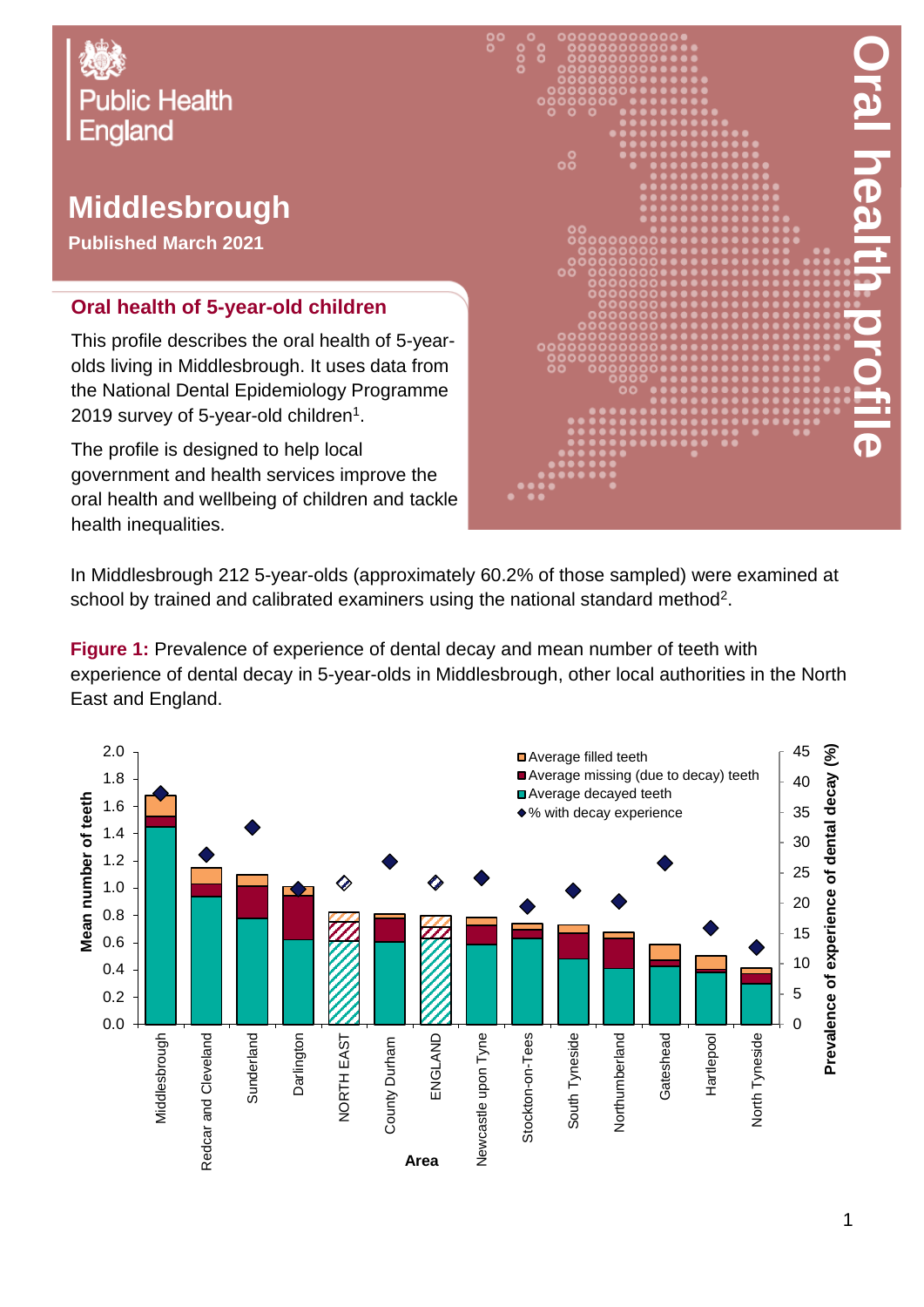Public Health England

# Middlesbrough

**Published March 2021**

Oral health profile

## Oral health of 5-year-old children

This profile describes the oral health of 5-year-olds living in Middlesbrough. It uses data from the National Dental Epidemiology Programme 2019 survey of 5-year-old children[1].

The profile is designed to help local government and health services improve the oral health and wellbeing of children and tackle health inequalities.

In Middlesbrough 212 5-year-olds (approximately 60.2% of those sampled) were examined at school by trained and calibrated examiners using the national standard method[2].

**Figure 1:** Prevalence of experience of dental decay and mean number of teeth with experience of dental decay in 5-year-olds in Middlesbrough, other local authorities in the North East and England.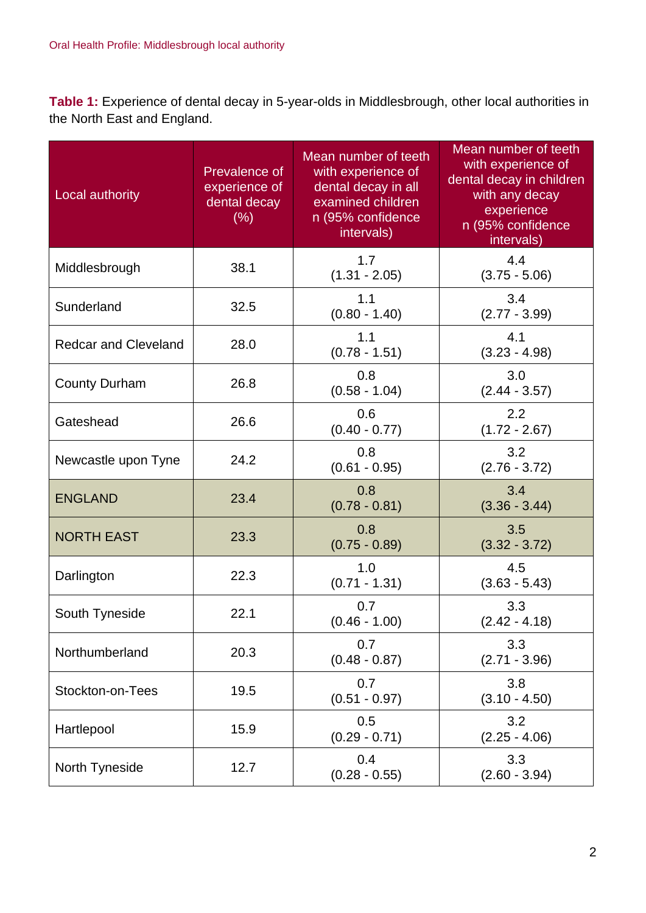**Table 1:** Experience of dental decay in 5-year-olds in Middlesbrough, other local authorities in the North East and England.

| Local authority | Prevalence of experience of dental decay (%) | Mean number of teeth with experience of dental decay in all examined children n (95% confidence intervals) | Mean number of teeth with experience of dental decay in children with any decay experience n (95% confidence intervals) |
|---|---|---|---|
| Middlesbrough | 38.1 | 1.7 (1.31 - 2.05) | 4.4 (3.75 - 5.06) |
| Sunderland | 32.5 | 1.1 (0.80 - 1.40) | 3.4 (2.77 - 3.99) |
| Redcar and Cleveland | 28.0 | 1.1 (0.78 - 1.51) | 4.1 (3.23 - 4.98) |
| County Durham | 26.8 | 0.8 (0.58 - 1.04) | 3.0 (2.44 - 3.57) |
| Gateshead | 26.6 | 0.6 (0.40 - 0.77) | 2.2 (1.72 - 2.67) |
| Newcastle upon Tyne | 24.2 | 0.8 (0.61 - 0.95) | 3.2 (2.76 - 3.72) |
| ENGLAND | 23.4 | 0.8 (0.78 - 0.81) | 3.4 (3.36 - 3.44) |
| NORTH EAST | 23.3 | 0.8 (0.75 - 0.89) | 3.5 (3.32 - 3.72) |
| Darlington | 22.3 | 1.0 (0.71 - 1.31) | 4.5 (3.63 - 5.43) |
| South Tyneside | 22.1 | 0.7 (0.46 - 1.00) | 3.3 (2.42 - 4.18) |
| Northumberland | 20.3 | 0.7 (0.48 - 0.87) | 3.3 (2.71 - 3.96) |
| Stockton-on-Tees | 19.5 | 0.7 (0.51 - 0.97) | 3.8 (3.10 - 4.50) |
| Hartlepool | 15.9 | 0.5 (0.29 - 0.71) | 3.2 (2.25 - 4.06) |
| North Tyneside | 12.7 | 0.4 (0.28 - 0.55) | 3.3 (2.60 - 3.94) |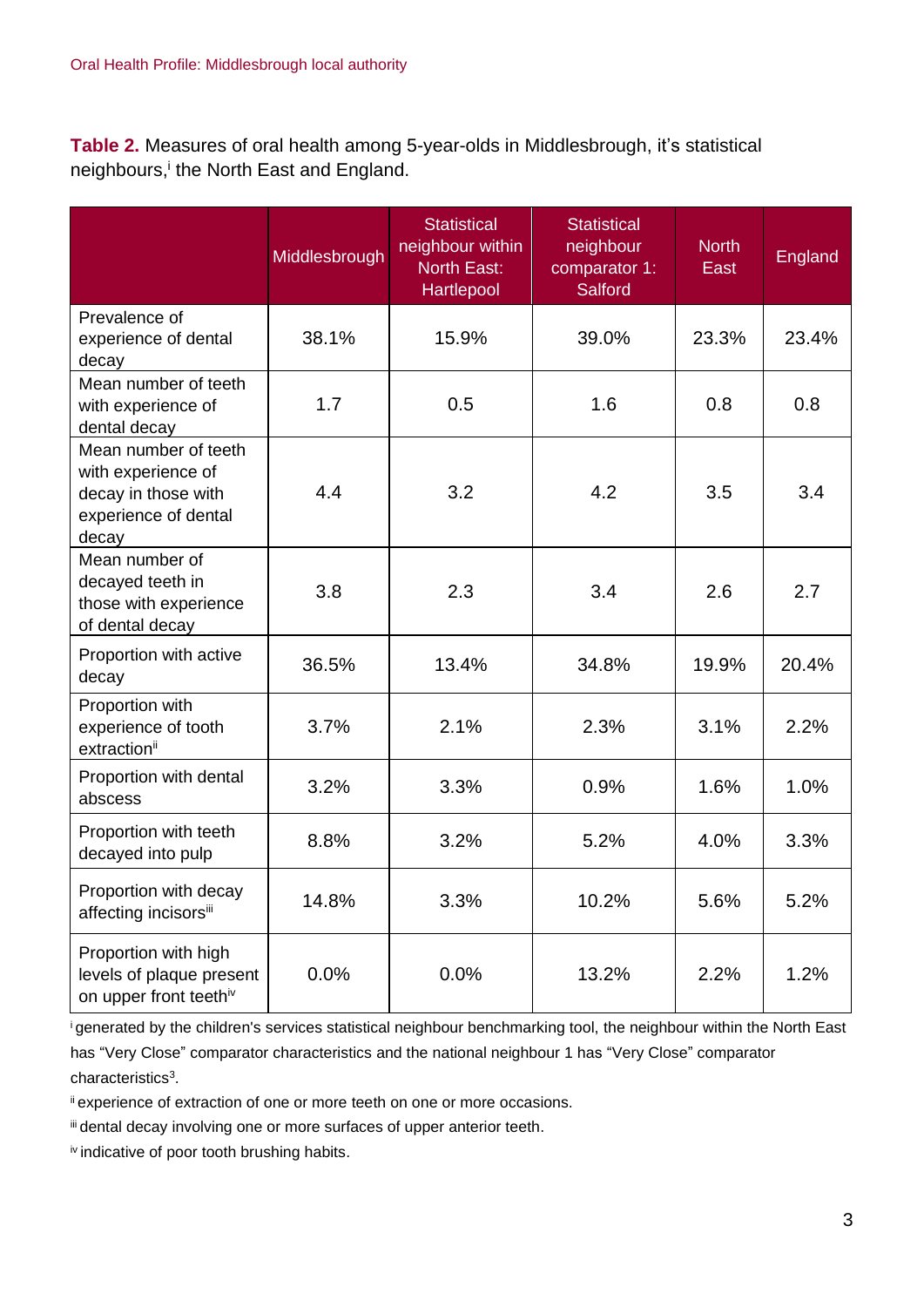**Table 2.** Measures of oral health among 5-year-olds in Middlesbrough, it's statistical neighbours,[i] the North East and England.

| | Middlesbrough | Statistical neighbour within North East: Hartlepool | Statistical neighbour comparator 1: Salford | North East | England |
|---|---|---|---|---|---|
| Prevalence of experience of dental decay | 38.1% | 15.9% | 39.0% | 23.3% | 23.4% |
| Mean number of teeth with experience of dental decay | 1.7 | 0.5 | 1.6 | 0.8 | 0.8 |
| Mean number of teeth with experience of decay in those with experience of dental decay | 4.4 | 3.2 | 4.2 | 3.5 | 3.4 |
| Mean number of decayed teeth in those with experience of dental decay | 3.8 | 2.3 | 3.4 | 2.6 | 2.7 |
| Proportion with active decay | 36.5% | 13.4% | 34.8% | 19.9% | 20.4% |
| Proportion with experience of tooth extraction[ii] | 3.7% | 2.1% | 2.3% | 3.1% | 2.2% |
| Proportion with dental abscess | 3.2% | 3.3% | 0.9% | 1.6% | 1.0% |
| Proportion with teeth decayed into pulp | 8.8% | 3.2% | 5.2% | 4.0% | 3.3% |
| Proportion with decay affecting incisors[iii] | 14.8% | 3.3% | 10.2% | 5.6% | 5.2% |
| Proportion with high levels of plaque present on upper front teeth[iv] | 0.0% | 0.0% | 13.2% | 2.2% | 1.2% |

[i] generated by the children's services statistical neighbour benchmarking tool, the neighbour within the North East has "Very Close" comparator characteristics and the national neighbour 1 has "Very Close" comparator characteristics[3].

[ii] experience of extraction of one or more teeth on one or more occasions.

[iii] dental decay involving one or more surfaces of upper anterior teeth.

[iv] indicative of poor tooth brushing habits.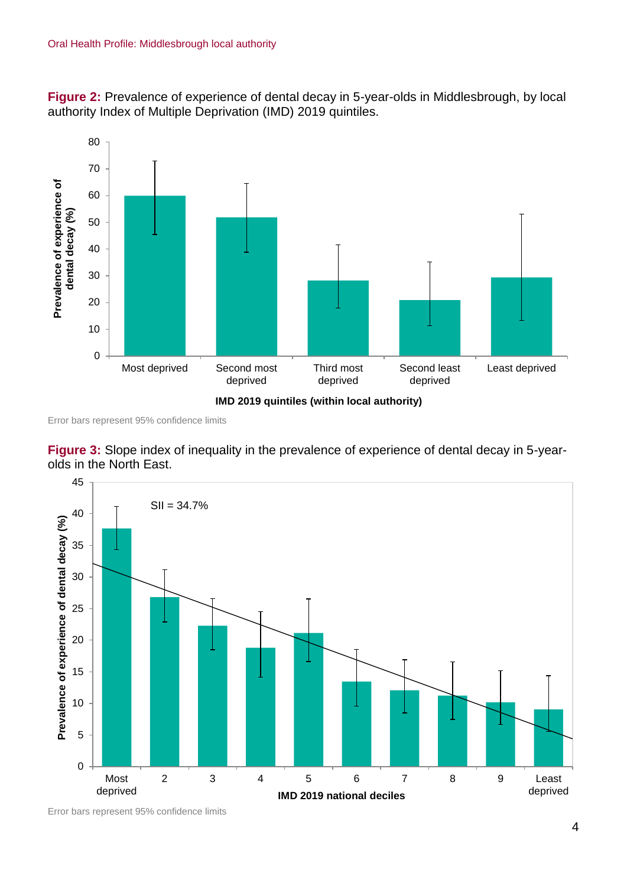**Figure 2:** Prevalence of experience of dental decay in 5-year-olds in Middlesbrough, by local authority Index of Multiple Deprivation (IMD) 2019 quintiles.

Error bars represent 95% confidence limits

**Figure 3:** Slope index of inequality in the prevalence of experience of dental decay in 5-year-olds in the North East.

Error bars represent 95% confidence limits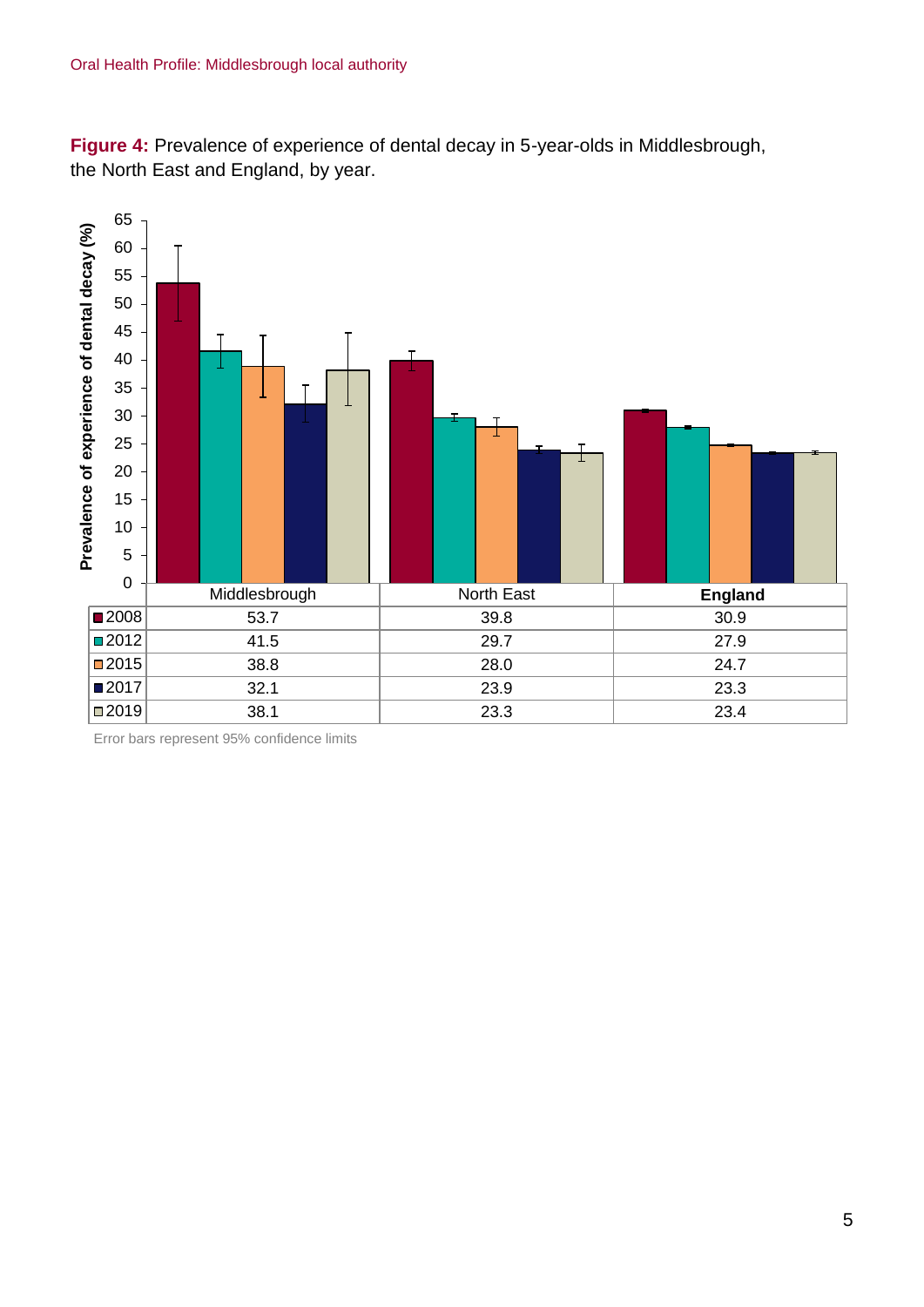**Figure 4:** Prevalence of experience of dental decay in 5-year-olds in Middlesbrough, the North East and England, by year.

| | Middlesbrough | North East | England |
|---|---|---|---|
| 2008 | 53.7 | 39.8 | 30.9 |
| 2012 | 41.5 | 29.7 | 27.9 |
| 2015 | 38.8 | 28.0 | 24.7 |
| 2017 | 32.1 | 23.9 | 23.3 |
| 2019 | 38.1 | 23.3 | 23.4 |

Error bars represent 95% confidence limits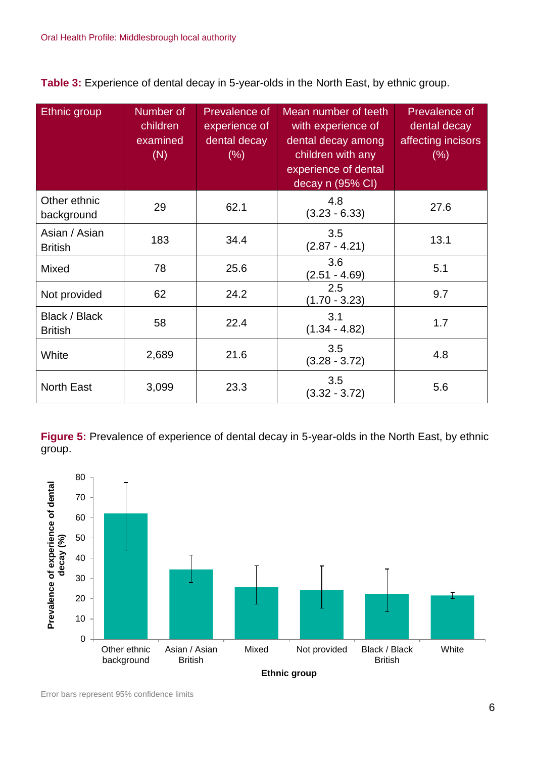**Table 3:** Experience of dental decay in 5-year-olds in the North East, by ethnic group.

| Ethnic group | Number of children examined (N) | Prevalence of experience of dental decay (%) | Mean number of teeth with experience of dental decay among children with any experience of dental decay n (95% CI) | Prevalence of dental decay affecting incisors (%) |
|---|---|---|---|---|
| Other ethnic background | 29 | 62.1 | 4.8 (3.23 - 6.33) | 27.6 |
| Asian / Asian British | 183 | 34.4 | 3.5 (2.87 - 4.21) | 13.1 |
| Mixed | 78 | 25.6 | 3.6 (2.51 - 4.69) | 5.1 |
| Not provided | 62 | 24.2 | 2.5 (1.70 - 3.23) | 9.7 |
| Black / Black British | 58 | 22.4 | 3.1 (1.34 - 4.82) | 1.7 |
| White | 2,689 | 21.6 | 3.5 (3.28 - 3.72) | 4.8 |
| North East | 3,099 | 23.3 | 3.5 (3.32 - 3.72) | 5.6 |

**Figure 5:** Prevalence of experience of dental decay in 5-year-olds in the North East, by ethnic group.

Error bars represent 95% confidence limits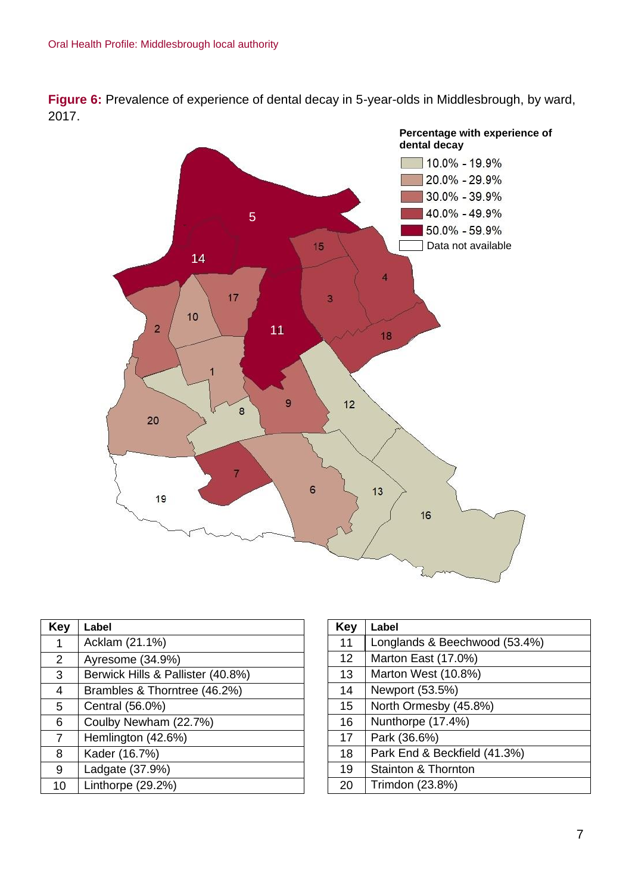**Figure 6:** Prevalence of experience of dental decay in 5-year-olds in Middlesbrough, by ward, 2017.

| Key | Label |
|---|---|
| 1 | Acklam (21.1%) |
| 2 | Ayresome (34.9%) |
| 3 | Berwick Hills & Pallister (40.8%) |
| 4 | Brambles & Thorntree (46.2%) |
| 5 | Central (56.0%) |
| 6 | Coulby Newham (22.7%) |
| 7 | Hemlington (42.6%) |
| 8 | Kader (16.7%) |
| 9 | Ladgate (37.9%) |
| 10 | Linthorpe (29.2%) |

| Key | Label |
|---|---|
| 11 | Longlands & Beechwood (53.4%) |
| 12 | Marton East (17.0%) |
| 13 | Marton West (10.8%) |
| 14 | Newport (53.5%) |
| 15 | North Ormesby (45.8%) |
| 16 | Nunthorpe (17.4%) |
| 17 | Park (36.6%) |
| 18 | Park End & Beckfield (41.3%) |
| 19 | Stainton & Thornton |
| 20 | Trimdon (23.8%) |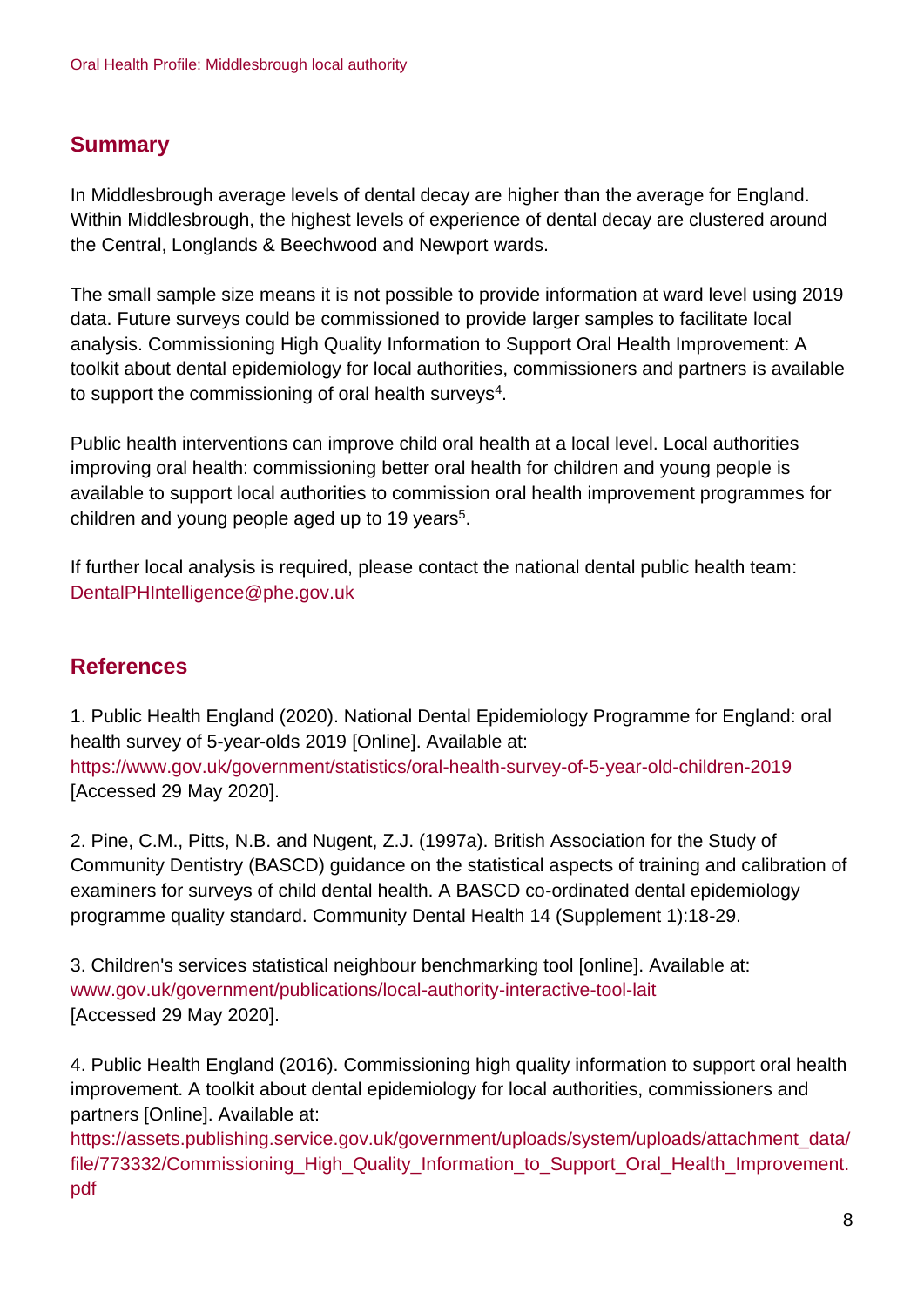## Summary

In Middlesbrough average levels of dental decay are higher than the average for England. Within Middlesbrough, the highest levels of experience of dental decay are clustered around the Central, Longlands & Beechwood and Newport wards.

The small sample size means it is not possible to provide information at ward level using 2019 data. Future surveys could be commissioned to provide larger samples to facilitate local analysis. Commissioning High Quality Information to Support Oral Health Improvement: A toolkit about dental epidemiology for local authorities, commissioners and partners is available to support the commissioning of oral health surveys[4].

Public health interventions can improve child oral health at a local level. Local authorities improving oral health: commissioning better oral health for children and young people is available to support local authorities to commission oral health improvement programmes for children and young people aged up to 19 years[5].

If further local analysis is required, please contact the national dental public health team: DentalPHIntelligence@phe.gov.uk

## References

1. Public Health England (2020). National Dental Epidemiology Programme for England: oral health survey of 5-year-olds 2019 [Online]. Available at: https://www.gov.uk/government/statistics/oral-health-survey-of-5-year-old-children-2019 [Accessed 29 May 2020].

2. Pine, C.M., Pitts, N.B. and Nugent, Z.J. (1997a). British Association for the Study of Community Dentistry (BASCD) guidance on the statistical aspects of training and calibration of examiners for surveys of child dental health. A BASCD co-ordinated dental epidemiology programme quality standard. Community Dental Health 14 (Supplement 1):18-29.

3. Children's services statistical neighbour benchmarking tool [online]. Available at: www.gov.uk/government/publications/local-authority-interactive-tool-lait [Accessed 29 May 2020].

4. Public Health England (2016). Commissioning high quality information to support oral health improvement. A toolkit about dental epidemiology for local authorities, commissioners and partners [Online]. Available at: https://assets.publishing.service.gov.uk/government/uploads/system/uploads/attachment_data/file/773332/Commissioning_High_Quality_Information_to_Support_Oral_Health_Improvement.pdf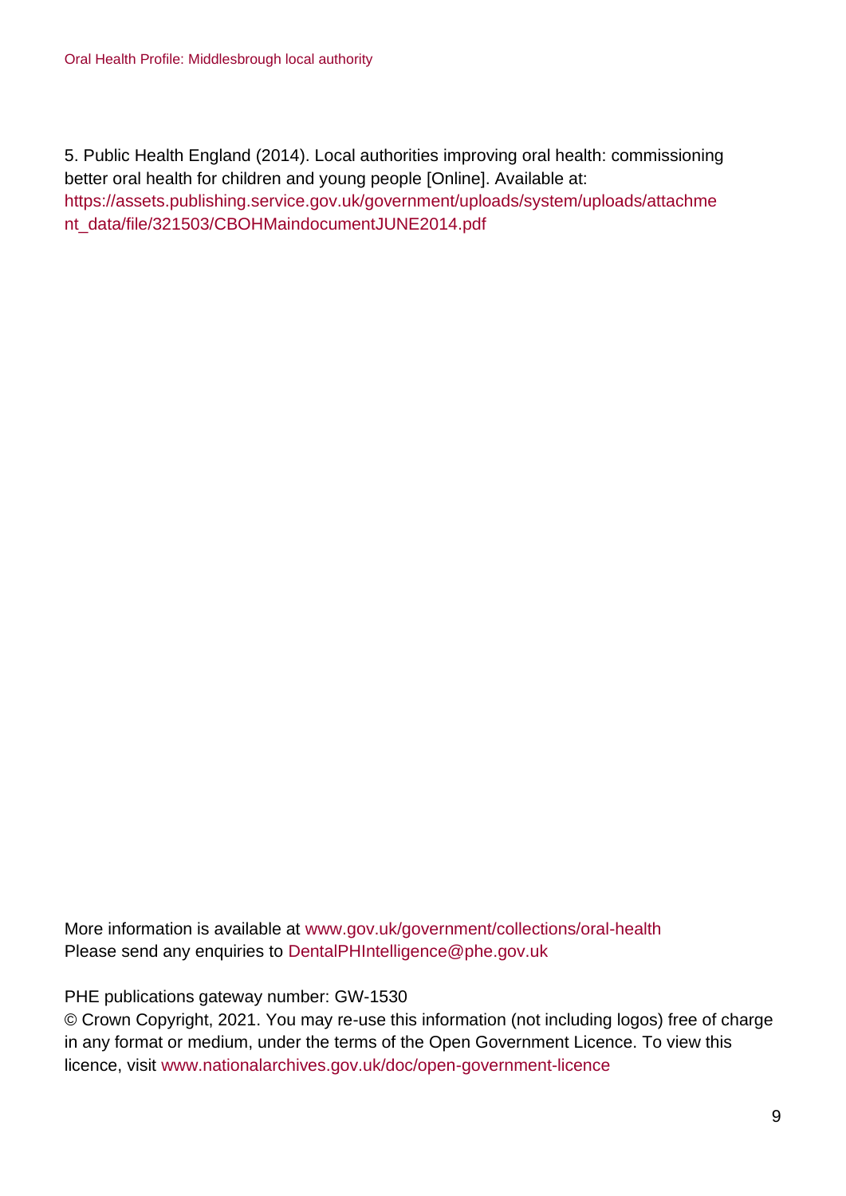5. Public Health England (2014). Local authorities improving oral health: commissioning better oral health for children and young people [Online]. Available at: https://assets.publishing.service.gov.uk/government/uploads/system/uploads/attachment_data/file/321503/CBOHMaindocumentJUNE2014.pdf

More information is available at www.gov.uk/government/collections/oral-health
Please send any enquiries to DentalPHIntelligence@phe.gov.uk

PHE publications gateway number: GW-1530

© Crown Copyright, 2021. You may re-use this information (not including logos) free of charge in any format or medium, under the terms of the Open Government Licence. To view this licence, visit www.nationalarchives.gov.uk/doc/open-government-licence